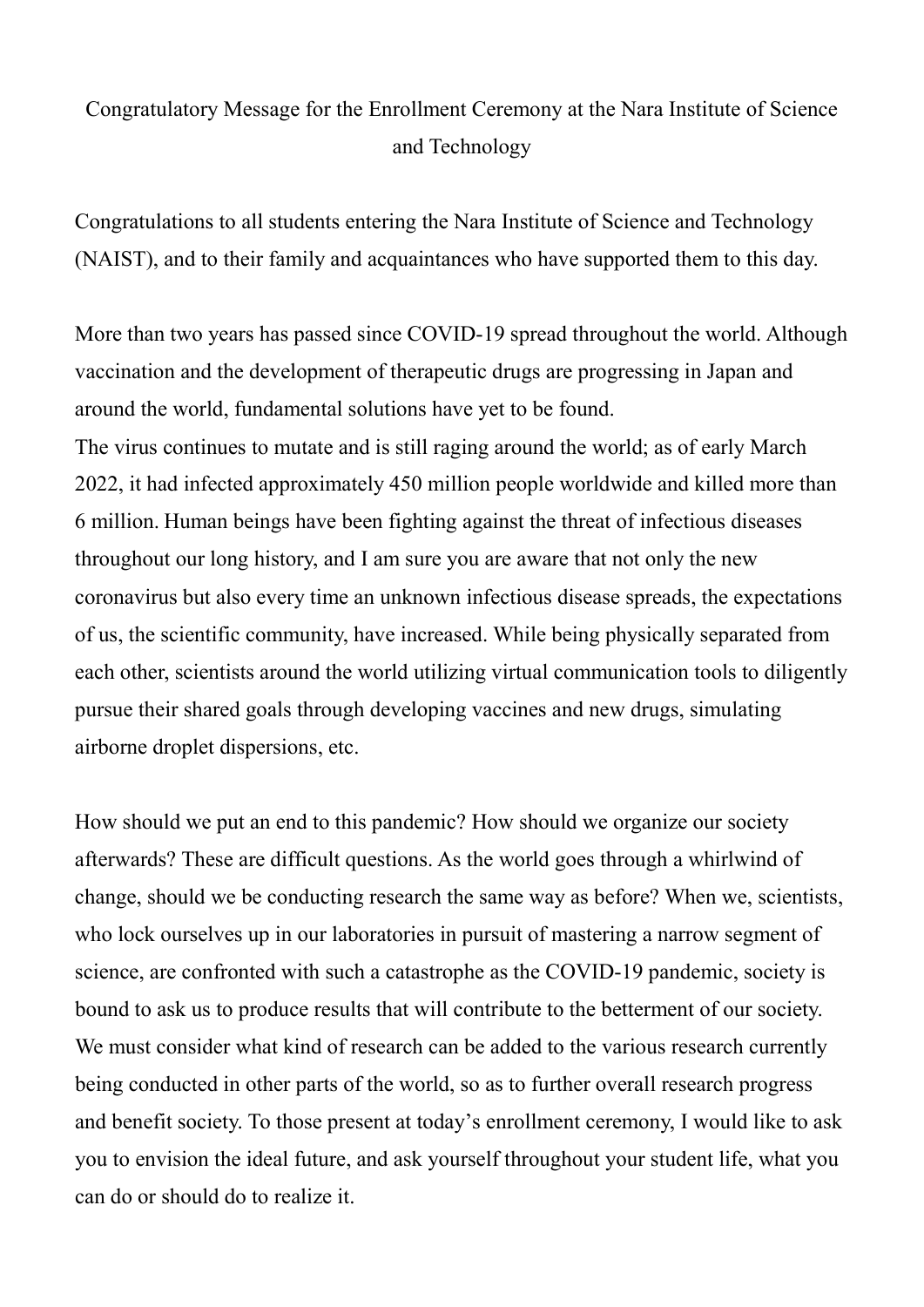# Congratulatory Message for the Enrollment Ceremony at the Nara Institute of Science and Technology

Congratulations to all students entering the Nara Institute of Science and Technology (NAIST), and to their family and acquaintances who have supported them to this day.

More than two years has passed since COVID-19 spread throughout the world. Although vaccination and the development of therapeutic drugs are progressing in Japan and around the world, fundamental solutions have yet to be found.
The virus continues to mutate and is still raging around the world; as of early March 2022, it had infected approximately 450 million people worldwide and killed more than 6 million. Human beings have been fighting against the threat of infectious diseases throughout our long history, and I am sure you are aware that not only the new coronavirus but also every time an unknown infectious disease spreads, the expectations of us, the scientific community, have increased. While being physically separated from each other, scientists around the world utilizing virtual communication tools to diligently pursue their shared goals through developing vaccines and new drugs, simulating airborne droplet dispersions, etc.

How should we put an end to this pandemic? How should we organize our society afterwards? These are difficult questions. As the world goes through a whirlwind of change, should we be conducting research the same way as before? When we, scientists, who lock ourselves up in our laboratories in pursuit of mastering a narrow segment of science, are confronted with such a catastrophe as the COVID-19 pandemic, society is bound to ask us to produce results that will contribute to the betterment of our society. We must consider what kind of research can be added to the various research currently being conducted in other parts of the world, so as to further overall research progress and benefit society. To those present at today's enrollment ceremony, I would like to ask you to envision the ideal future, and ask yourself throughout your student life, what you can do or should do to realize it.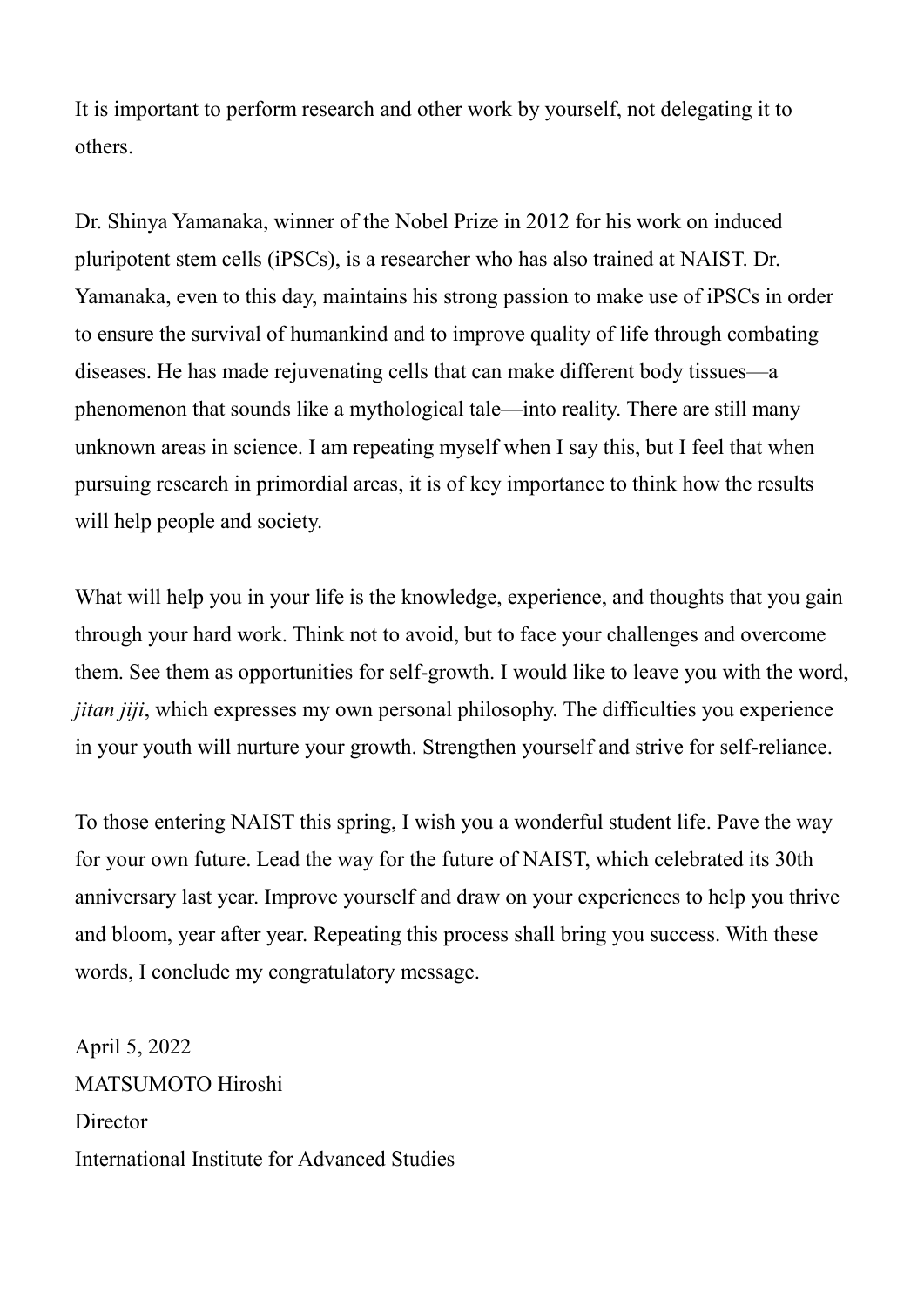It is important to perform research and other work by yourself, not delegating it to others.

Dr. Shinya Yamanaka, winner of the Nobel Prize in 2012 for his work on induced pluripotent stem cells (iPSCs), is a researcher who has also trained at NAIST. Dr. Yamanaka, even to this day, maintains his strong passion to make use of iPSCs in order to ensure the survival of humankind and to improve quality of life through combating diseases. He has made rejuvenating cells that can make different body tissues—a phenomenon that sounds like a mythological tale—into reality. There are still many unknown areas in science. I am repeating myself when I say this, but I feel that when pursuing research in primordial areas, it is of key importance to think how the results will help people and society.

What will help you in your life is the knowledge, experience, and thoughts that you gain through your hard work. Think not to avoid, but to face your challenges and overcome them. See them as opportunities for self-growth. I would like to leave you with the word, *jitan jiji*, which expresses my own personal philosophy. The difficulties you experience in your youth will nurture your growth. Strengthen yourself and strive for self-reliance.

To those entering NAIST this spring, I wish you a wonderful student life. Pave the way for your own future. Lead the way for the future of NAIST, which celebrated its 30th anniversary last year. Improve yourself and draw on your experiences to help you thrive and bloom, year after year. Repeating this process shall bring you success. With these words, I conclude my congratulatory message.

April 5, 2022
MATSUMOTO Hiroshi
Director
International Institute for Advanced Studies